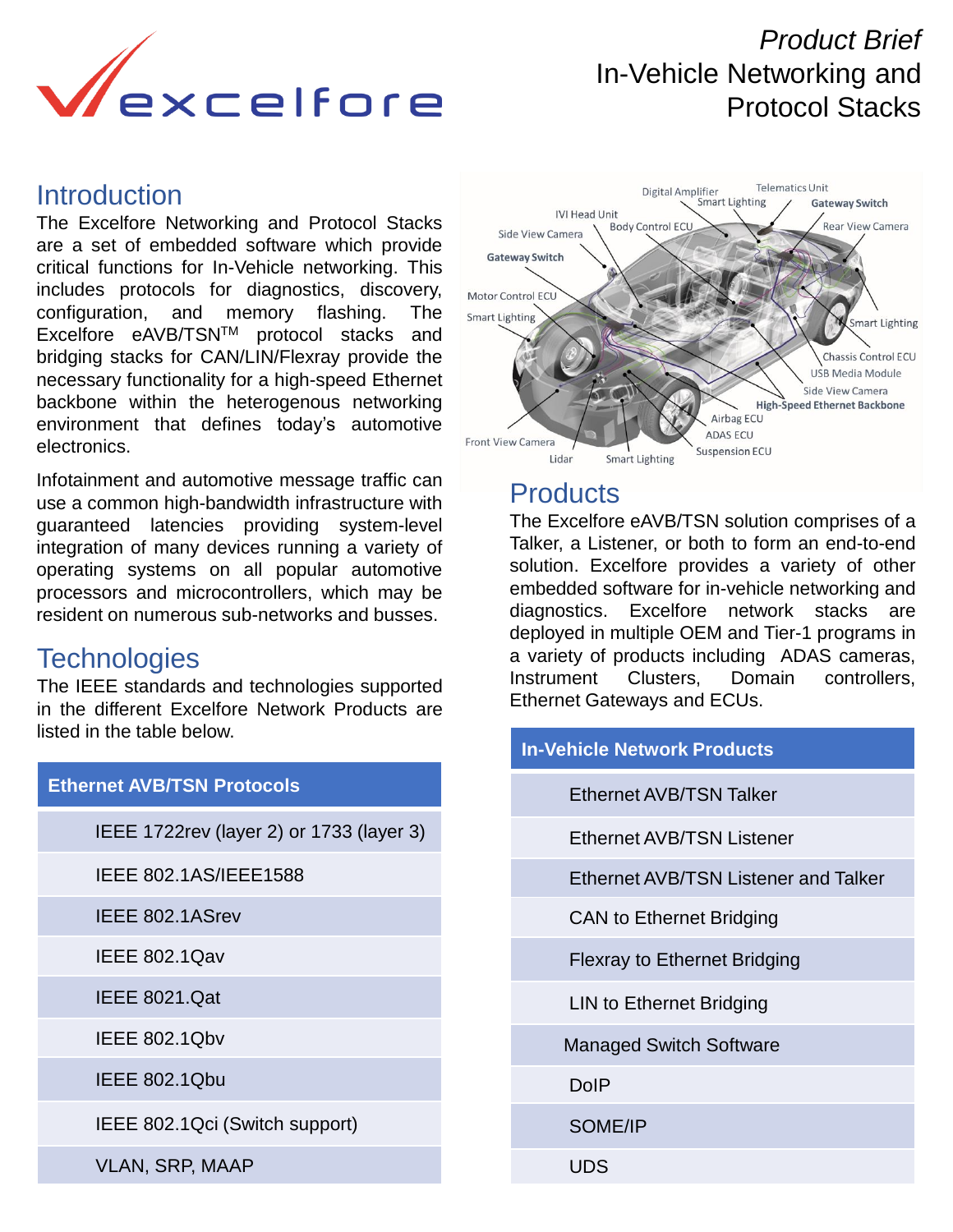*Product Brief*
# In-Vehicle Networking and Protocol Stacks

## Introduction

The Excelfore Networking and Protocol Stacks are a set of embedded software which provide critical functions for In-Vehicle networking. This includes protocols for diagnostics, discovery, configuration, and memory flashing. The Excelfore eAVB/TSN™ protocol stacks and bridging stacks for CAN/LIN/Flexray provide the necessary functionality for a high-speed Ethernet backbone within the heterogenous networking environment that defines today's automotive electronics.

Infotainment and automotive message traffic can use a common high-bandwidth infrastructure with guaranteed latencies providing system-level integration of many devices running a variety of operating systems on all popular automotive processors and microcontrollers, which may be resident on numerous sub-networks and busses.

## Technologies

The IEEE standards and technologies supported in the different Excelfore Network Products are listed in the table below.

| Ethernet AVB/TSN Protocols |
|---|
| IEEE 1722rev (layer 2) or 1733 (layer 3) |
| IEEE 802.1AS/IEEE1588 |
| IEEE 802.1ASrev |
| IEEE 802.1Qav |
| IEEE 8021.Qat |
| IEEE 802.1Qbv |
| IEEE 802.1Qbu |
| IEEE 802.1Qci (Switch support) |
| VLAN, SRP, MAAP |

## Products

The Excelfore eAVB/TSN solution comprises of a Talker, a Listener, or both to form an end-to-end solution. Excelfore provides a variety of other embedded software for in-vehicle networking and diagnostics. Excelfore network stacks are deployed in multiple OEM and Tier-1 programs in a variety of products including ADAS cameras, Instrument Clusters, Domain controllers, Ethernet Gateways and ECUs.

| In-Vehicle Network Products |
|---|
| Ethernet AVB/TSN Talker |
| Ethernet AVB/TSN Listener |
| Ethernet AVB/TSN Listener and Talker |
| CAN to Ethernet Bridging |
| Flexray to Ethernet Bridging |
| LIN to Ethernet Bridging |
| Managed Switch Software |
| DoIP |
| SOME/IP |
| UDS |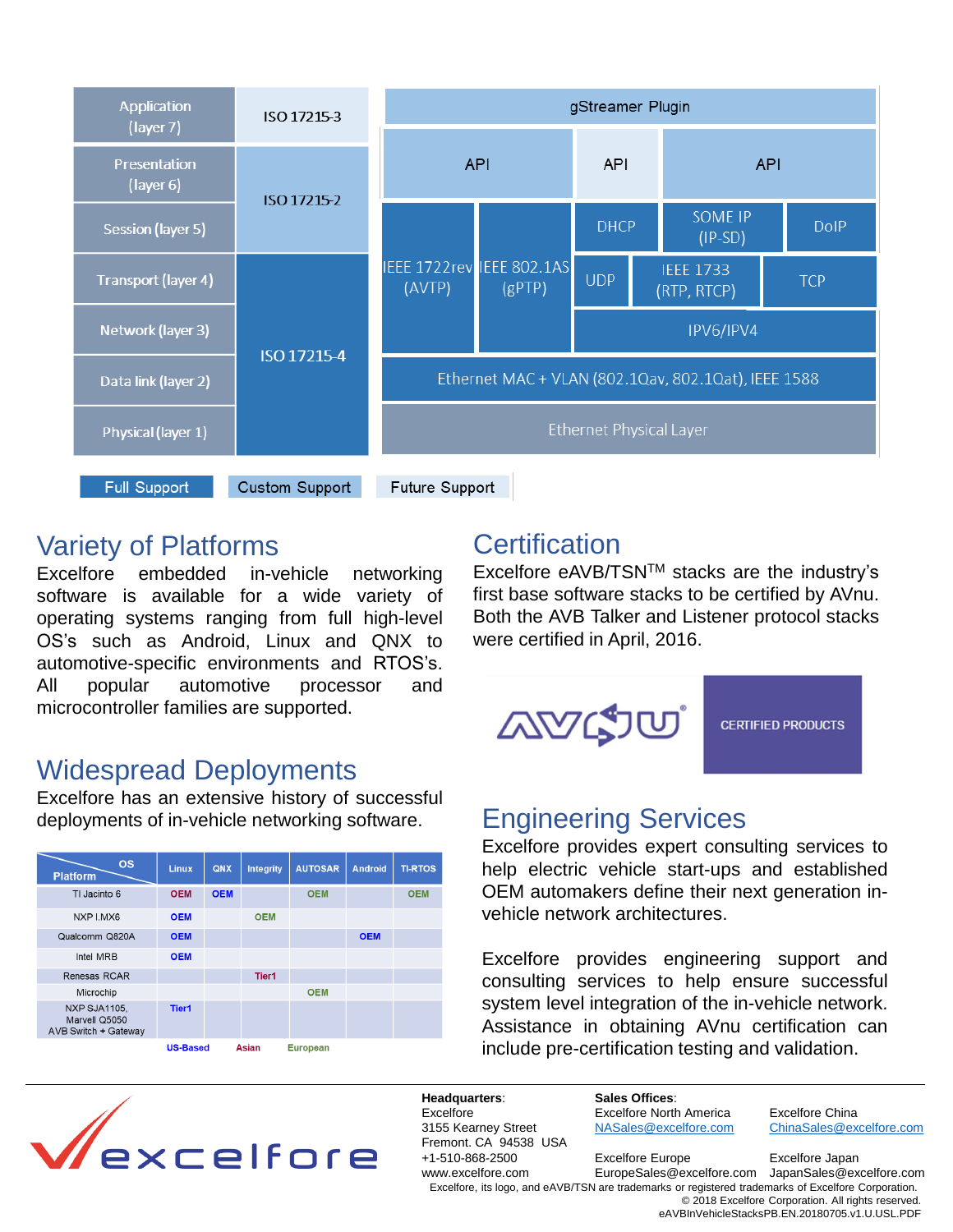Application (layer 7)
Presentation (layer 6)
Session (layer 5)
Transport (layer 4)
Network (layer 3)
Data link (layer 2)
Physical (layer 1)

ISO 17215-3
ISO 17215-2
ISO 17215-4

gStreamer Plugin
API
API
API
DHCP
SOME IP (IP-SD)
DoIP
IEEE 1722rev (AVTP)
IEEE 802.1AS (gPTP)
UDP
IEEE 1733 (RTP, RTCP)
TCP
IPV6/IPV4
Ethernet MAC + VLAN (802.1Qav, 802.1Qat), IEEE 1588
Ethernet Physical Layer

Full Support
Custom Support
Future Support

## Variety of Platforms

Excelfore embedded in-vehicle networking software is available for a wide variety of operating systems ranging from full high-level OS's such as Android, Linux and QNX to automotive-specific environments and RTOS's. All popular automotive processor and microcontroller families are supported.

## Widespread Deployments

Excelfore has an extensive history of successful deployments of in-vehicle networking software.

| Platform / OS | Linux | QNX | Integrity | AUTOSAR | Android | TI-RTOS |
|---|---|---|---|---|---|---|
| TI Jacinto 6 | OEM | OEM | | OEM | | OEM |
| NXP I.MX6 | OEM | | OEM | | | |
| Qualcomm Q820A | OEM | | | | OEM | |
| Intel MRB | OEM | | | | | |
| Renesas RCAR | | | Tier1 | | | |
| Microchip | | | | OEM | | |
| NXP SJA1105, Marvell Q5050 AVB Switch + Gateway | Tier1 | | | | | |

US-Based    Asian    European

## Certification

Excelfore eAVB/TSN™ stacks are the industry's first base software stacks to be certified by AVnu. Both the AVB Talker and Listener protocol stacks were certified in April, 2016.

AVnu® CERTIFIED PRODUCTS

## Engineering Services

Excelfore provides expert consulting services to help electric vehicle start-ups and established OEM automakers define their next generation in-vehicle network architectures.

Excelfore provides engineering support and consulting services to help ensure successful system level integration of the in-vehicle network. Assistance in obtaining AVnu certification can include pre-certification testing and validation.

excelfore

**Headquarters**:
Excelfore
3155 Kearney Street
Fremont. CA 94538 USA
+1-510-868-2500
www.excelfore.com

**Sales Offices**:
Excelfore North America
NASales@excelfore.com

Excelfore China
ChinaSales@excelfore.com

Excelfore Europe
EuropeSales@excelfore.com

Excelfore Japan
JapanSales@excelfore.com

Excelfore, its logo, and eAVB/TSN are trademarks or registered trademarks of Excelfore Corporation.
© 2018 Excelfore Corporation. All rights reserved.
eAVBInVehicleStacksPB.EN.20180705.v1.U.USL.PDF